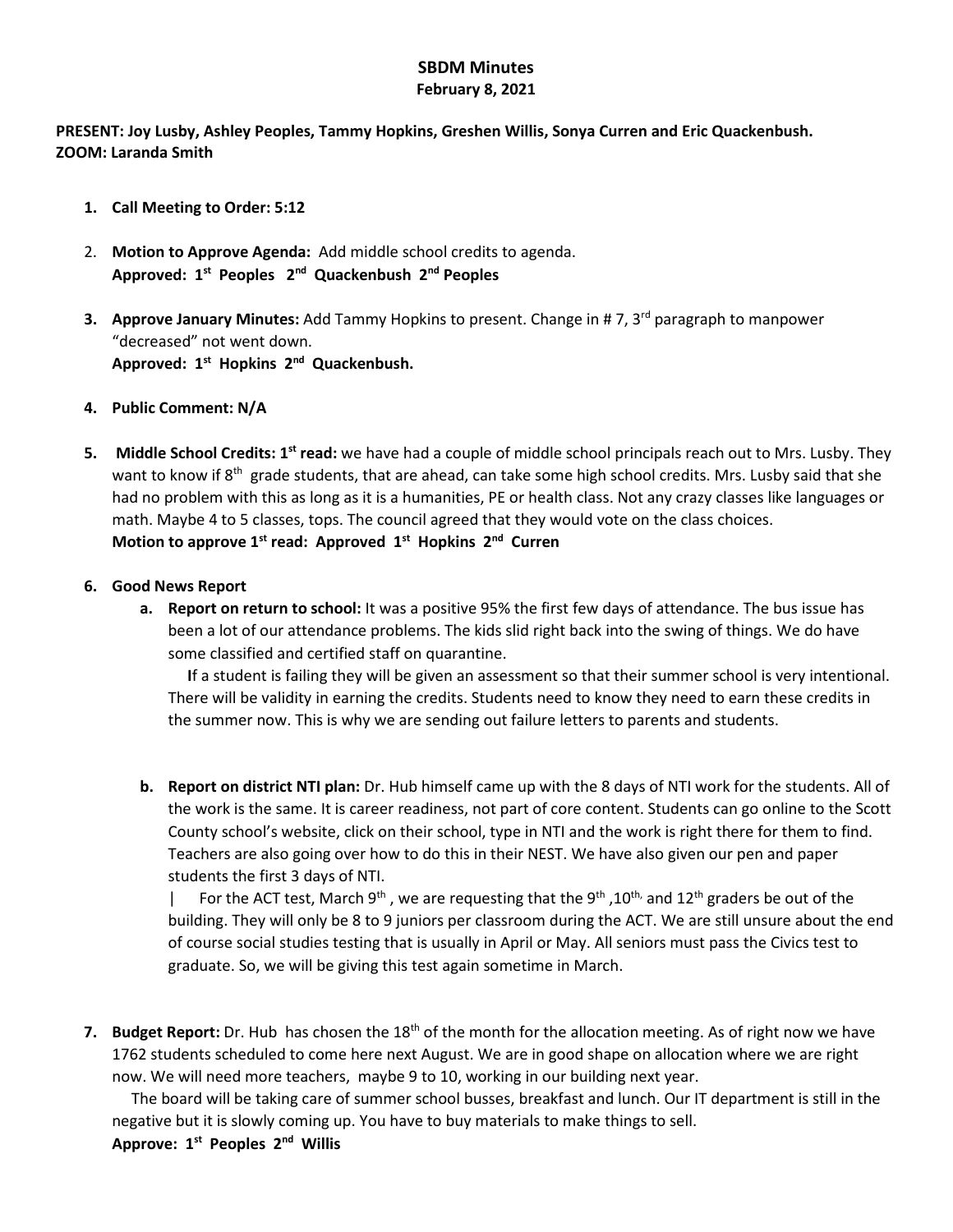# SBDM Minutes

## February 8, 2021

**PRESENT: Joy Lusby, Ashley Peoples, Tammy Hopkins, Greshen Willis, Sonya Curren and Eric Quackenbush.**
**ZOOM: Laranda Smith**

1. **Call Meeting to Order: 5:12**

2. **Motion to Approve Agenda:** Add middle school credits to agenda.
   **Approved: 1st Peoples 2nd Quackenbush 2nd Peoples**

3. **Approve January Minutes:** Add Tammy Hopkins to present. Change in # 7, 3rd paragraph to manpower "decreased" not went down.
   **Approved: 1st Hopkins 2nd Quackenbush.**

4. **Public Comment: N/A**

5. **Middle School Credits: 1st read:** we have had a couple of middle school principals reach out to Mrs. Lusby. They want to know if 8th grade students, that are ahead, can take some high school credits. Mrs. Lusby said that she had no problem with this as long as it is a humanities, PE or health class. Not any crazy classes like languages or math. Maybe 4 to 5 classes, tops. The council agreed that they would vote on the class choices.
   **Motion to approve 1st read: Approved 1st Hopkins 2nd Curren**

6. **Good News Report**

   a. **Report on return to school:** It was a positive 95% the first few days of attendance. The bus issue has been a lot of our attendance problems. The kids slid right back into the swing of things. We do have some classified and certified staff on quarantine.

      If a student is failing they will be given an assessment so that their summer school is very intentional. There will be validity in earning the credits. Students need to know they need to earn these credits in the summer now. This is why we are sending out failure letters to parents and students.

   b. **Report on district NTI plan:** Dr. Hub himself came up with the 8 days of NTI work for the students. All of the work is the same. It is career readiness, not part of core content. Students can go online to the Scott County school's website, click on their school, type in NTI and the work is right there for them to find. Teachers are also going over how to do this in their NEST. We have also given our pen and paper students the first 3 days of NTI.

      | For the ACT test, March 9th , we are requesting that the 9th ,10th, and 12th graders be out of the building. They will only be 8 to 9 juniors per classroom during the ACT. We are still unsure about the end of course social studies testing that is usually in April or May. All seniors must pass the Civics test to graduate. So, we will be giving this test again sometime in March.

7. **Budget Report:** Dr. Hub has chosen the 18th of the month for the allocation meeting. As of right now we have 1762 students scheduled to come here next August. We are in good shape on allocation where we are right now. We will need more teachers, maybe 9 to 10, working in our building next year.

   The board will be taking care of summer school busses, breakfast and lunch. Our IT department is still in the negative but it is slowly coming up. You have to buy materials to make things to sell.
   **Approve: 1st Peoples 2nd Willis**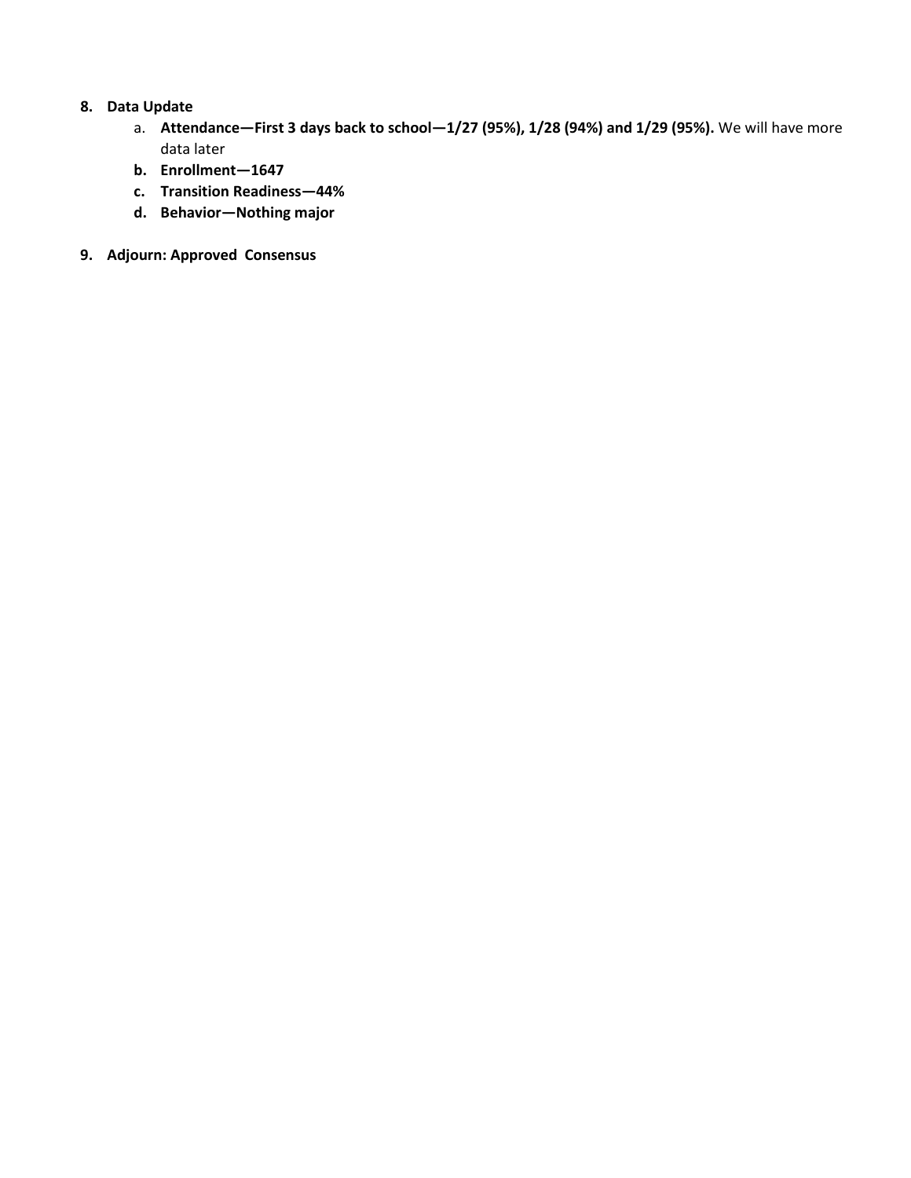8. **Data Update**
    a. **Attendance—First 3 days back to school—1/27 (95%), 1/28 (94%) and 1/29 (95%).** We will have more data later
    b. **Enrollment—1647**
    c. **Transition Readiness—44%**
    d. **Behavior—Nothing major**

9. **Adjourn: Approved Consensus**